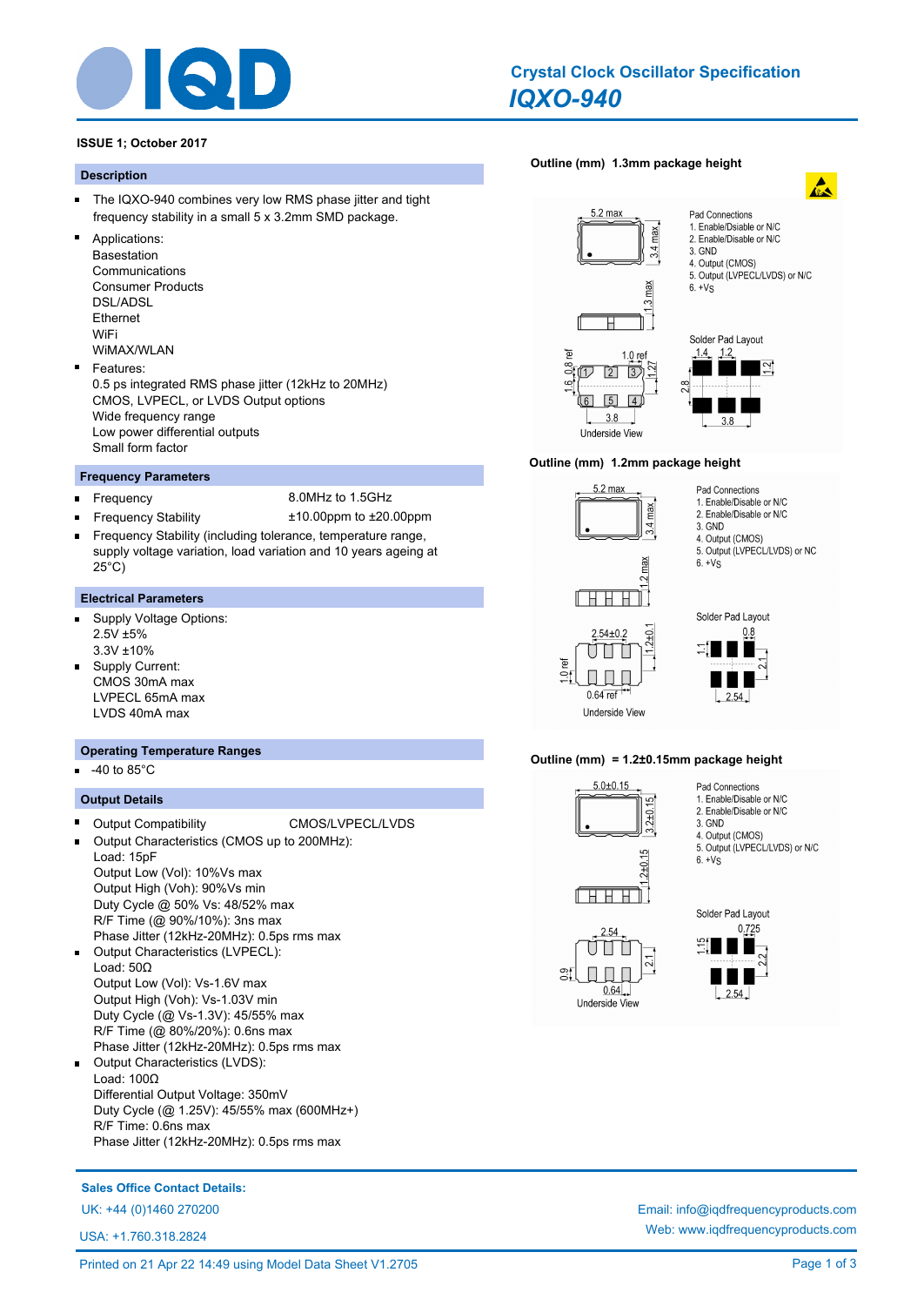# Crystal Clock Oscillator Specification

## IQXO-940

**ISSUE 1; October 2017**

### Description

- The IQXO-940 combines very low RMS phase jitter and tight frequency stability in a small 5 x 3.2mm SMD package.
- Applications:
  Basestation
  Communications
  Consumer Products
  DSL/ADSL
  Ethernet
  WiFi
  WiMAX/WLAN
- Features:
  0.5 ps integrated RMS phase jitter (12kHz to 20MHz)
  CMOS, LVPECL, or LVDS Output options
  Wide frequency range
  Low power differential outputs
  Small form factor

### Frequency Parameters

- Frequency: 8.0MHz to 1.5GHz
- Frequency Stability: ±10.00ppm to ±20.00ppm
- Frequency Stability (including tolerance, temperature range, supply voltage variation, load variation and 10 years ageing at 25°C)

### Electrical Parameters

- Supply Voltage Options:
  2.5V ±5%
  3.3V ±10%
- Supply Current:
  CMOS 30mA max
  LVPECL 65mA max
  LVDS 40mA max

### Operating Temperature Ranges

- -40 to 85°C

### Output Details

- Output Compatibility: CMOS/LVPECL/LVDS
- Output Characteristics (CMOS up to 200MHz):
  Load: 15pF
  Output Low (Vol): 10%Vs max
  Output High (Voh): 90%Vs min
  Duty Cycle @ 50% Vs: 48/52% max
  R/F Time (@ 90%/10%): 3ns max
  Phase Jitter (12kHz-20MHz): 0.5ps rms max
- Output Characteristics (LVPECL):
  Load: 50Ω
  Output Low (Vol): Vs-1.6V max
  Output High (Voh): Vs-1.03V min
  Duty Cycle (@ Vs-1.3V): 45/55% max
  R/F Time (@ 80%/20%): 0.6ns max
  Phase Jitter (12kHz-20MHz): 0.5ps rms max
- Output Characteristics (LVDS):
  Load: 100Ω
  Differential Output Voltage: 350mV
  Duty Cycle (@ 1.25V): 45/55% max (600MHz+)
  R/F Time: 0.6ns max
  Phase Jitter (12kHz-20MHz): 0.5ps rms max

### Outline (mm) 1.3mm package height

Pad Connections
1. Enable/Disable or N/C
2. Enable/Disable or N/C
3. GND
4. Output (CMOS)
5. Output (LVPECL/LVDS) or N/C
6. +Vs

Dimensions: 5.2 max, 3.4 max, 1.3 max; Underside View: 1.6, 0.8 ref, 1.0 ref, 1.27, 3.8; Solder Pad Layout: 1.4, 1.2, 1.2, 2.8, 3.8

### Outline (mm) 1.2mm package height

Pad Connections
1. Enable/Disable or N/C
2. Enable/Disable or N/C
3. GND
4. Output (CMOS)
5. Output (LVPECL/LVDS) or NC
6. +Vs

Dimensions: 5.2 max, 3.4 max, 1.2 max; Underside View: 2.54±0.2, 1.2±0.1, 1.0 ref, 0.64 ref; Solder Pad Layout: 0.8, 1.1, 2.1, 2.54

### Outline (mm) = 1.2±0.15mm package height

Pad Connections
1. Enable/Disable or N/C
2. Enable/Disable or N/C
3. GND
4. Output (CMOS)
5. Output (LVPECL/LVDS) or N/C
6. +Vs

Dimensions: 5.0±0.15, 3.2±0.15, 1.2±0.15; Underside View: 2.54, 2.1, 0.9, 0.64; Solder Pad Layout: 0.725, 1.15, 2.2, 2.54

**Sales Office Contact Details:**

UK: +44 (0)1460 270200

USA: +1.760.318.2824

Email: info@iqdfrequencyproducts.com

Web: www.iqdfrequencyproducts.com

Printed on 21 Apr 22 14:49 using Model Data Sheet V1.2705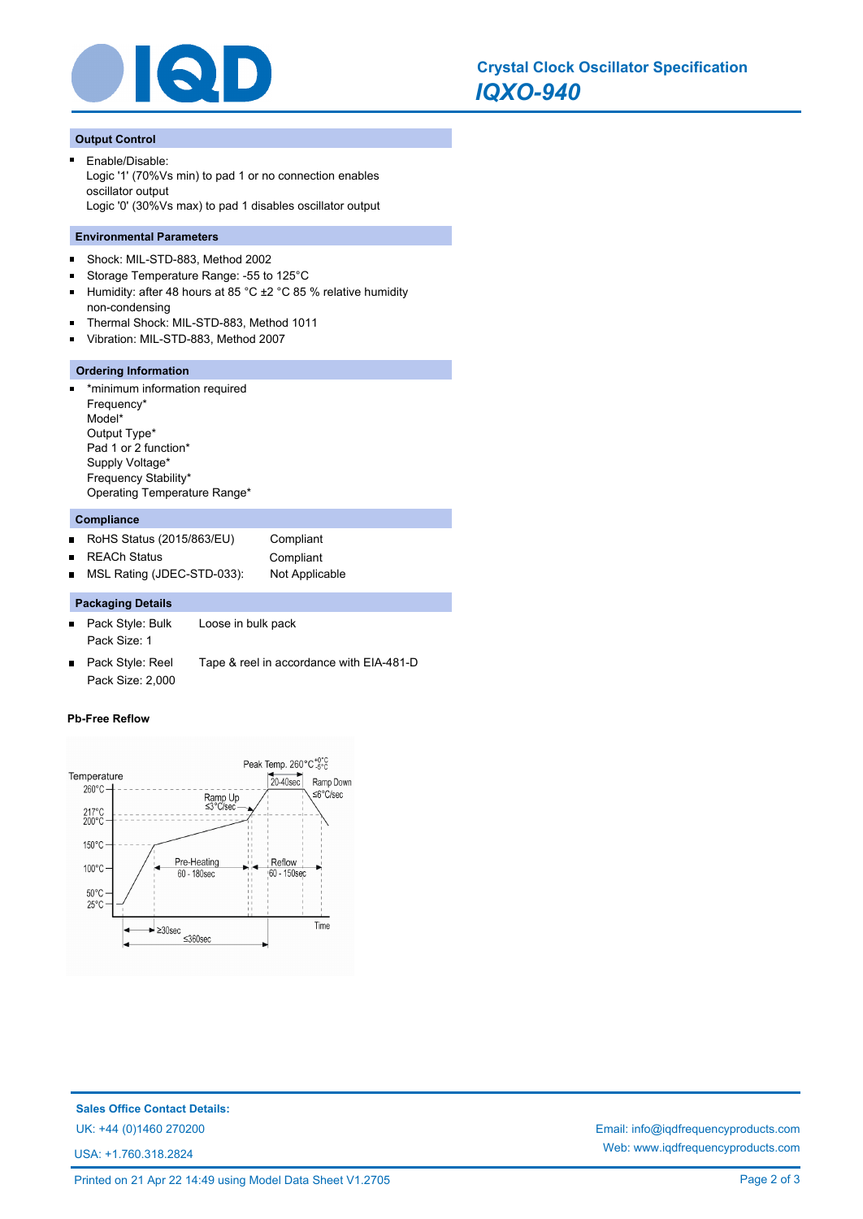## Output Control

- Enable/Disable:
  Logic '1' (70%Vs min) to pad 1 or no connection enables oscillator output
  Logic '0' (30%Vs max) to pad 1 disables oscillator output

## Environmental Parameters

- Shock: MIL-STD-883, Method 2002
- Storage Temperature Range: -55 to 125°C
- Humidity: after 48 hours at 85 °C ±2 °C 85 % relative humidity non-condensing
- Thermal Shock: MIL-STD-883, Method 1011
- Vibration: MIL-STD-883, Method 2007

## Ordering Information

- *minimum information required
  Frequency*
  Model*
  Output Type*
  Pad 1 or 2 function*
  Supply Voltage*
  Frequency Stability*
  Operating Temperature Range*

## Compliance

| | |
|---|---|
| RoHS Status (2015/863/EU) | Compliant |
| REACh Status | Compliant |
| MSL Rating (JDEC-STD-033): | Not Applicable |

## Packaging Details

- Pack Style: Bulk — Loose in bulk pack
  Pack Size: 1
- Pack Style: Reel — Tape & reel in accordance with EIA-481-D
  Pack Size: 2,000

### Pb-Free Reflow

Temperature; Peak Temp. 260°C $^{+0°C}_{-5°C}$; 20-40sec; Ramp Down ≤6°C/sec; Ramp Up ≤3°C/sec; 260°C; 217°C; 200°C; 150°C; 100°C; 50°C; 25°C; Pre-Heating 60 - 180sec; Reflow 60 - 150sec; ≥30sec; ≤360sec; Time

**Sales Office Contact Details:**

UK: +44 (0)1460 270200

USA: +1.760.318.2824

Email: info@iqdfrequencyproducts.com

Web: www.iqdfrequencyproducts.com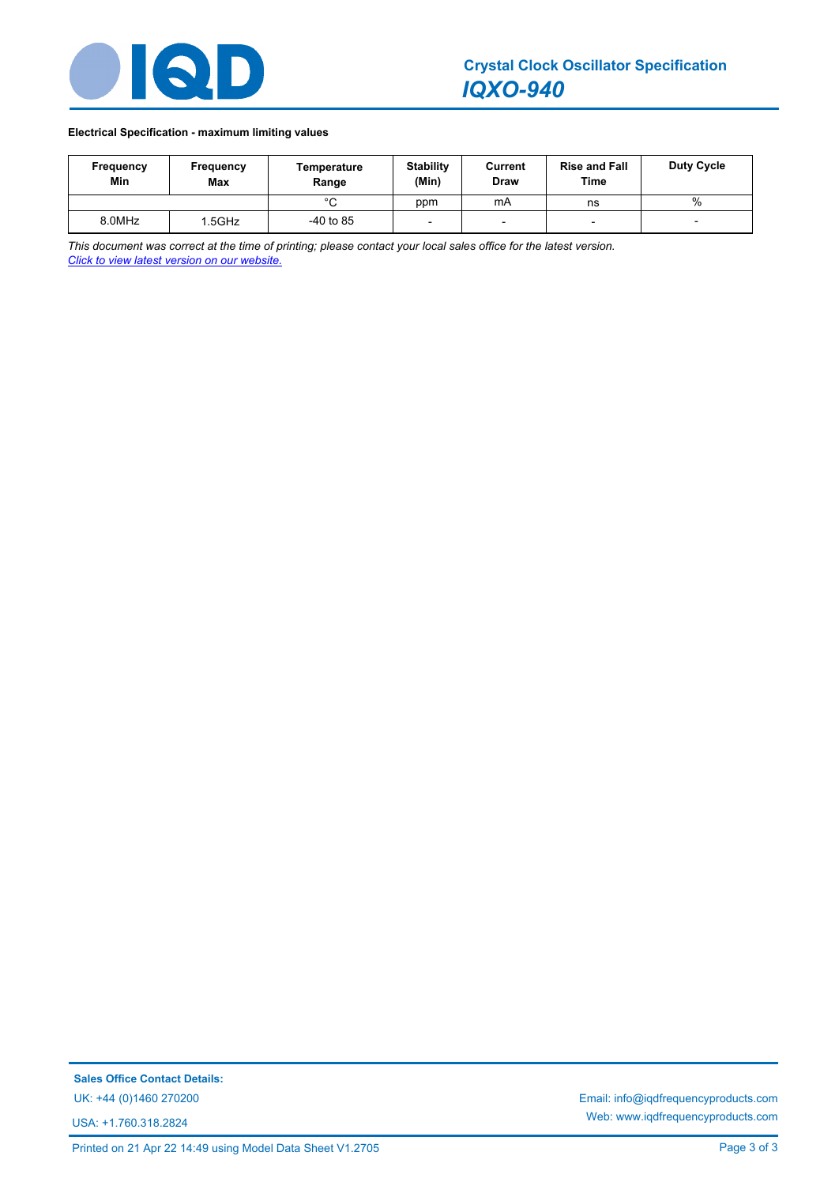**Electrical Specification - maximum limiting values**

| Frequency Min | Frequency Max | Temperature Range | Stability (Min) | Current Draw | Rise and Fall Time | Duty Cycle |
|---|---|---|---|---|---|---|
| | | °C | ppm | mA | ns | % |
| 8.0MHz | 1.5GHz | -40 to 85 | - | - | - | - |

*This document was correct at the time of printing; please contact your local sales office for the latest version.*
*Click to view latest version on our website.*

**Sales Office Contact Details:**

UK: +44 (0)1460 270200

USA: +1.760.318.2824

Email: info@iqdfrequencyproducts.com

Web: www.iqdfrequencyproducts.com

Printed on 21 Apr 22 14:49 using Model Data Sheet V1.2705